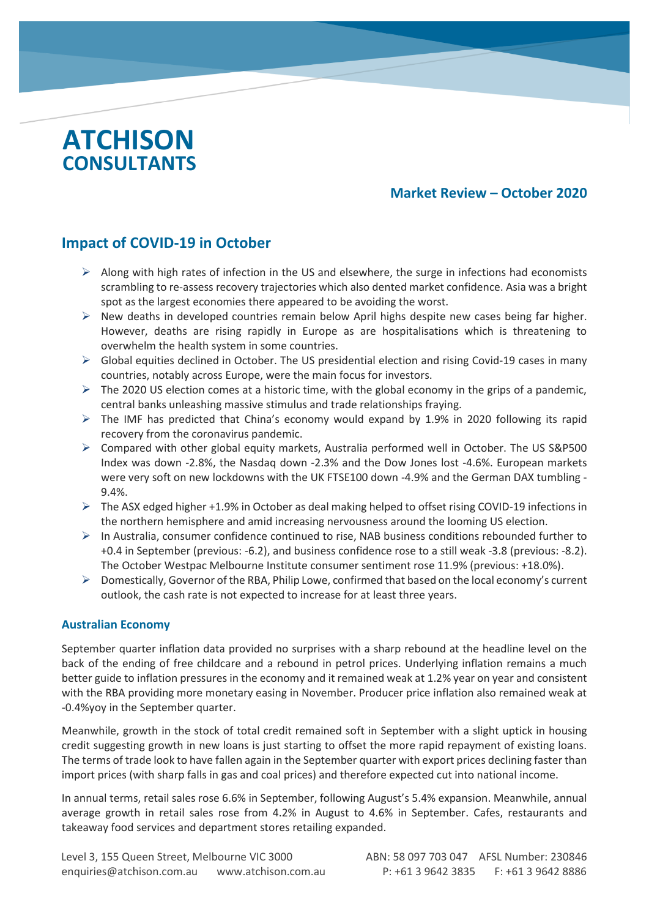# ATCHISON CONSULTANTS

## Market Review – October 2020

## Impact of COVID-19 in October

- Along with high rates of infection in the US and elsewhere, the surge in infections had economists scrambling to re-assess recovery trajectories which also dented market confidence. Asia was a bright spot as the largest economies there appeared to be avoiding the worst.
- New deaths in developed countries remain below April highs despite new cases being far higher. However, deaths are rising rapidly in Europe as are hospitalisations which is threatening to overwhelm the health system in some countries.
- Global equities declined in October. The US presidential election and rising Covid-19 cases in many countries, notably across Europe, were the main focus for investors.
- The 2020 US election comes at a historic time, with the global economy in the grips of a pandemic, central banks unleashing massive stimulus and trade relationships fraying.
- The IMF has predicted that China's economy would expand by 1.9% in 2020 following its rapid recovery from the coronavirus pandemic.
- Compared with other global equity markets, Australia performed well in October. The US S&P500 Index was down -2.8%, the Nasdaq down -2.3% and the Dow Jones lost -4.6%. European markets were very soft on new lockdowns with the UK FTSE100 down -4.9% and the German DAX tumbling -9.4%.
- The ASX edged higher +1.9% in October as deal making helped to offset rising COVID-19 infections in the northern hemisphere and amid increasing nervousness around the looming US election.
- In Australia, consumer confidence continued to rise, NAB business conditions rebounded further to +0.4 in September (previous: -6.2), and business confidence rose to a still weak -3.8 (previous: -8.2). The October Westpac Melbourne Institute consumer sentiment rose 11.9% (previous: +18.0%).
- Domestically, Governor of the RBA, Philip Lowe, confirmed that based on the local economy's current outlook, the cash rate is not expected to increase for at least three years.

### Australian Economy

September quarter inflation data provided no surprises with a sharp rebound at the headline level on the back of the ending of free childcare and a rebound in petrol prices. Underlying inflation remains a much better guide to inflation pressures in the economy and it remained weak at 1.2% year on year and consistent with the RBA providing more monetary easing in November. Producer price inflation also remained weak at -0.4%yoy in the September quarter.

Meanwhile, growth in the stock of total credit remained soft in September with a slight uptick in housing credit suggesting growth in new loans is just starting to offset the more rapid repayment of existing loans. The terms of trade look to have fallen again in the September quarter with export prices declining faster than import prices (with sharp falls in gas and coal prices) and therefore expected cut into national income.

In annual terms, retail sales rose 6.6% in September, following August's 5.4% expansion. Meanwhile, annual average growth in retail sales rose from 4.2% in August to 4.6% in September. Cafes, restaurants and takeaway food services and department stores retailing expanded.

Level 3, 155 Queen Street, Melbourne VIC 3000 ABN: 58 097 703 047 AFSL Number: 230846
enquiries@atchison.com.au www.atchison.com.au P: +61 3 9642 3835 F: +61 3 9642 8886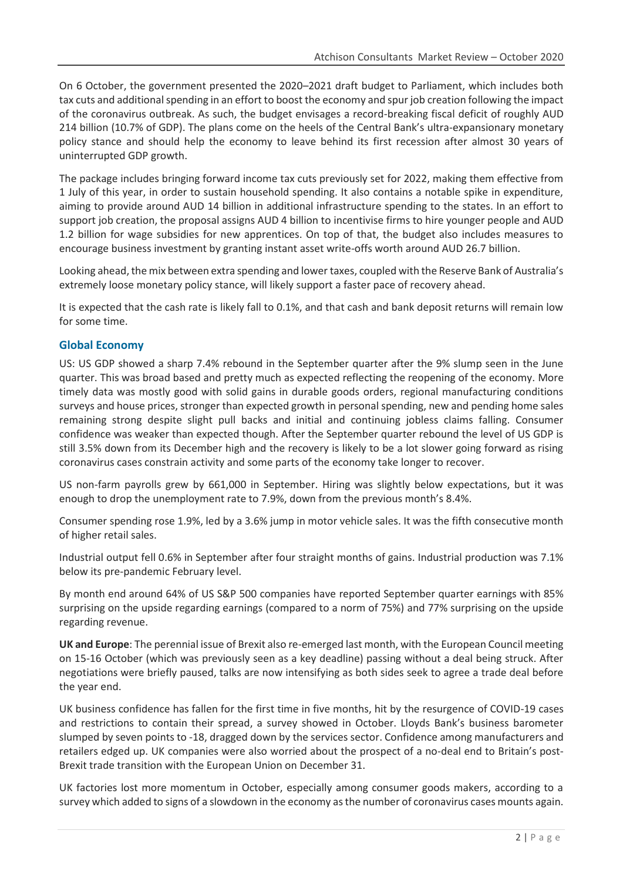On 6 October, the government presented the 2020–2021 draft budget to Parliament, which includes both tax cuts and additional spending in an effort to boost the economy and spur job creation following the impact of the coronavirus outbreak. As such, the budget envisages a record-breaking fiscal deficit of roughly AUD 214 billion (10.7% of GDP). The plans come on the heels of the Central Bank's ultra-expansionary monetary policy stance and should help the economy to leave behind its first recession after almost 30 years of uninterrupted GDP growth.

The package includes bringing forward income tax cuts previously set for 2022, making them effective from 1 July of this year, in order to sustain household spending. It also contains a notable spike in expenditure, aiming to provide around AUD 14 billion in additional infrastructure spending to the states. In an effort to support job creation, the proposal assigns AUD 4 billion to incentivise firms to hire younger people and AUD 1.2 billion for wage subsidies for new apprentices. On top of that, the budget also includes measures to encourage business investment by granting instant asset write-offs worth around AUD 26.7 billion.

Looking ahead, the mix between extra spending and lower taxes, coupled with the Reserve Bank of Australia's extremely loose monetary policy stance, will likely support a faster pace of recovery ahead.

It is expected that the cash rate is likely fall to 0.1%, and that cash and bank deposit returns will remain low for some time.

## Global Economy

US: US GDP showed a sharp 7.4% rebound in the September quarter after the 9% slump seen in the June quarter. This was broad based and pretty much as expected reflecting the reopening of the economy. More timely data was mostly good with solid gains in durable goods orders, regional manufacturing conditions surveys and house prices, stronger than expected growth in personal spending, new and pending home sales remaining strong despite slight pull backs and initial and continuing jobless claims falling. Consumer confidence was weaker than expected though. After the September quarter rebound the level of US GDP is still 3.5% down from its December high and the recovery is likely to be a lot slower going forward as rising coronavirus cases constrain activity and some parts of the economy take longer to recover.

US non-farm payrolls grew by 661,000 in September. Hiring was slightly below expectations, but it was enough to drop the unemployment rate to 7.9%, down from the previous month's 8.4%.

Consumer spending rose 1.9%, led by a 3.6% jump in motor vehicle sales. It was the fifth consecutive month of higher retail sales.

Industrial output fell 0.6% in September after four straight months of gains. Industrial production was 7.1% below its pre-pandemic February level.

By month end around 64% of US S&P 500 companies have reported September quarter earnings with 85% surprising on the upside regarding earnings (compared to a norm of 75%) and 77% surprising on the upside regarding revenue.

**UK and Europe**: The perennial issue of Brexit also re-emerged last month, with the European Council meeting on 15-16 October (which was previously seen as a key deadline) passing without a deal being struck. After negotiations were briefly paused, talks are now intensifying as both sides seek to agree a trade deal before the year end.

UK business confidence has fallen for the first time in five months, hit by the resurgence of COVID-19 cases and restrictions to contain their spread, a survey showed in October. Lloyds Bank's business barometer slumped by seven points to -18, dragged down by the services sector. Confidence among manufacturers and retailers edged up. UK companies were also worried about the prospect of a no-deal end to Britain's post-Brexit trade transition with the European Union on December 31.

UK factories lost more momentum in October, especially among consumer goods makers, according to a survey which added to signs of a slowdown in the economy as the number of coronavirus cases mounts again.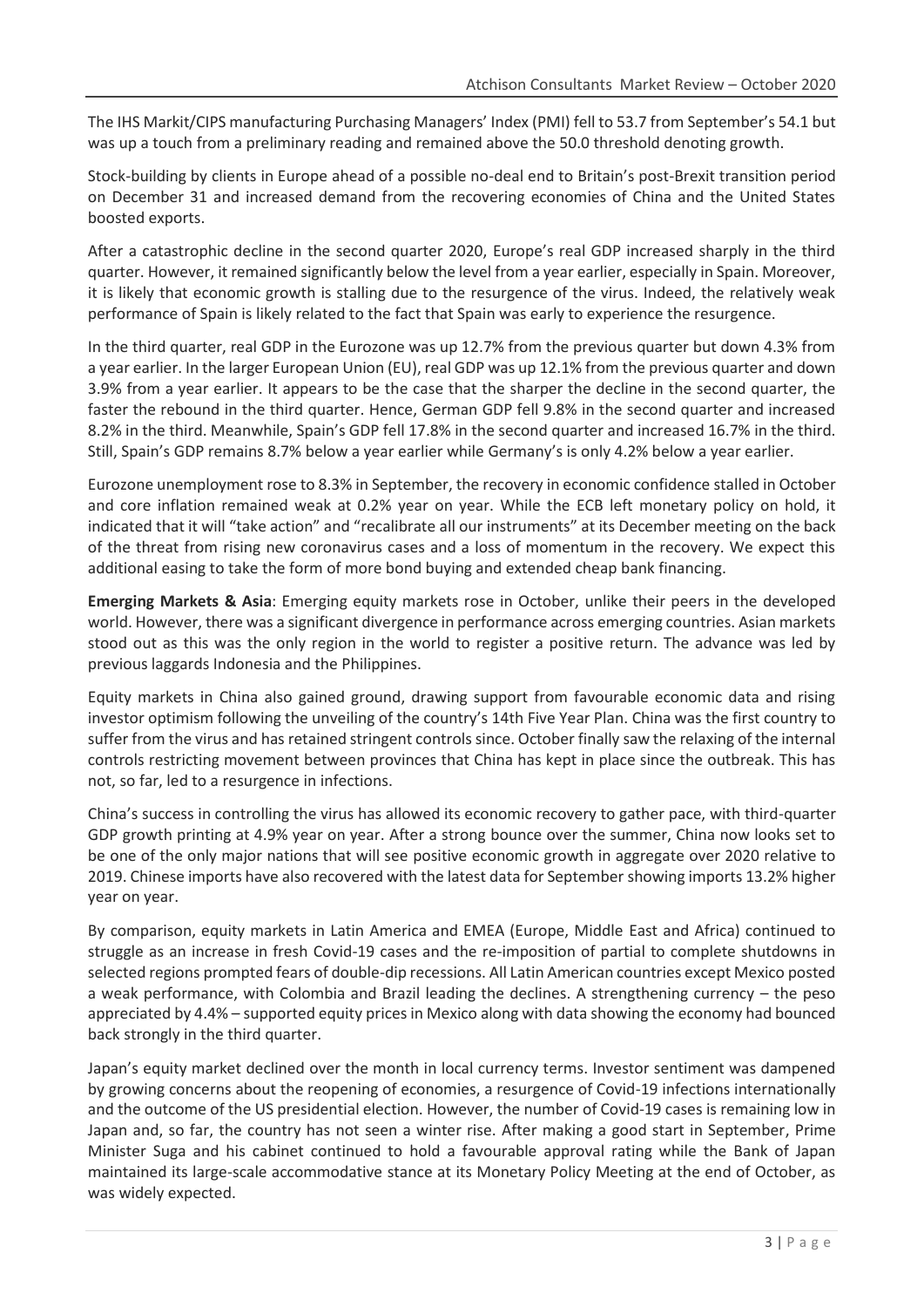The IHS Markit/CIPS manufacturing Purchasing Managers' Index (PMI) fell to 53.7 from September's 54.1 but was up a touch from a preliminary reading and remained above the 50.0 threshold denoting growth.

Stock-building by clients in Europe ahead of a possible no-deal end to Britain's post-Brexit transition period on December 31 and increased demand from the recovering economies of China and the United States boosted exports.

After a catastrophic decline in the second quarter 2020, Europe's real GDP increased sharply in the third quarter. However, it remained significantly below the level from a year earlier, especially in Spain. Moreover, it is likely that economic growth is stalling due to the resurgence of the virus. Indeed, the relatively weak performance of Spain is likely related to the fact that Spain was early to experience the resurgence.

In the third quarter, real GDP in the Eurozone was up 12.7% from the previous quarter but down 4.3% from a year earlier. In the larger European Union (EU), real GDP was up 12.1% from the previous quarter and down 3.9% from a year earlier. It appears to be the case that the sharper the decline in the second quarter, the faster the rebound in the third quarter. Hence, German GDP fell 9.8% in the second quarter and increased 8.2% in the third. Meanwhile, Spain's GDP fell 17.8% in the second quarter and increased 16.7% in the third. Still, Spain's GDP remains 8.7% below a year earlier while Germany's is only 4.2% below a year earlier.

Eurozone unemployment rose to 8.3% in September, the recovery in economic confidence stalled in October and core inflation remained weak at 0.2% year on year. While the ECB left monetary policy on hold, it indicated that it will "take action" and "recalibrate all our instruments" at its December meeting on the back of the threat from rising new coronavirus cases and a loss of momentum in the recovery. We expect this additional easing to take the form of more bond buying and extended cheap bank financing.

**Emerging Markets & Asia**: Emerging equity markets rose in October, unlike their peers in the developed world. However, there was a significant divergence in performance across emerging countries. Asian markets stood out as this was the only region in the world to register a positive return. The advance was led by previous laggards Indonesia and the Philippines.

Equity markets in China also gained ground, drawing support from favourable economic data and rising investor optimism following the unveiling of the country's 14th Five Year Plan. China was the first country to suffer from the virus and has retained stringent controls since. October finally saw the relaxing of the internal controls restricting movement between provinces that China has kept in place since the outbreak. This has not, so far, led to a resurgence in infections.

China's success in controlling the virus has allowed its economic recovery to gather pace, with third-quarter GDP growth printing at 4.9% year on year. After a strong bounce over the summer, China now looks set to be one of the only major nations that will see positive economic growth in aggregate over 2020 relative to 2019. Chinese imports have also recovered with the latest data for September showing imports 13.2% higher year on year.

By comparison, equity markets in Latin America and EMEA (Europe, Middle East and Africa) continued to struggle as an increase in fresh Covid-19 cases and the re-imposition of partial to complete shutdowns in selected regions prompted fears of double-dip recessions. All Latin American countries except Mexico posted a weak performance, with Colombia and Brazil leading the declines. A strengthening currency – the peso appreciated by 4.4% – supported equity prices in Mexico along with data showing the economy had bounced back strongly in the third quarter.

Japan's equity market declined over the month in local currency terms. Investor sentiment was dampened by growing concerns about the reopening of economies, a resurgence of Covid-19 infections internationally and the outcome of the US presidential election. However, the number of Covid-19 cases is remaining low in Japan and, so far, the country has not seen a winter rise. After making a good start in September, Prime Minister Suga and his cabinet continued to hold a favourable approval rating while the Bank of Japan maintained its large-scale accommodative stance at its Monetary Policy Meeting at the end of October, as was widely expected.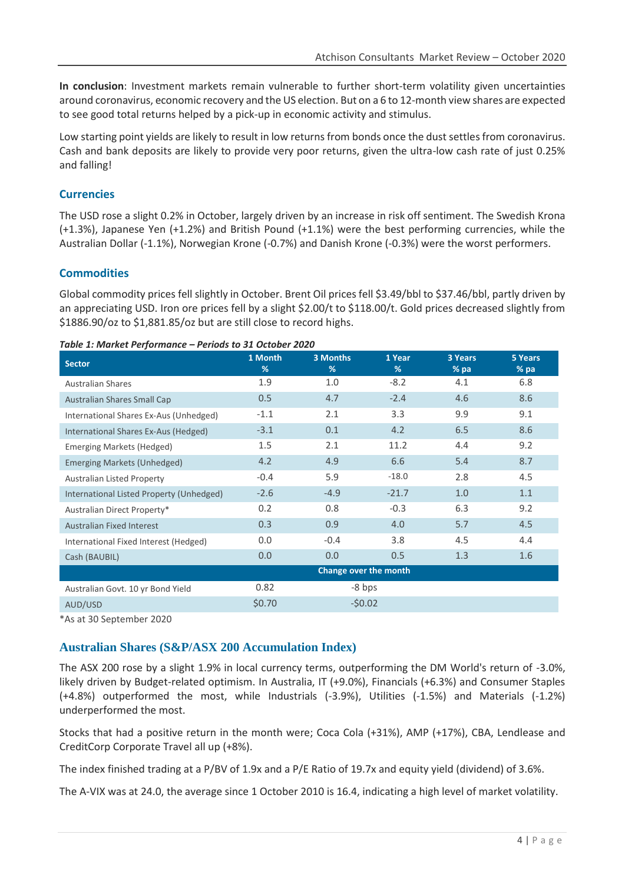**In conclusion**: Investment markets remain vulnerable to further short-term volatility given uncertainties around coronavirus, economic recovery and the US election. But on a 6 to 12-month view shares are expected to see good total returns helped by a pick-up in economic activity and stimulus.

Low starting point yields are likely to result in low returns from bonds once the dust settles from coronavirus. Cash and bank deposits are likely to provide very poor returns, given the ultra-low cash rate of just 0.25% and falling!

## Currencies

The USD rose a slight 0.2% in October, largely driven by an increase in risk off sentiment. The Swedish Krona (+1.3%), Japanese Yen (+1.2%) and British Pound (+1.1%) were the best performing currencies, while the Australian Dollar (-1.1%), Norwegian Krone (-0.7%) and Danish Krone (-0.3%) were the worst performers.

## Commodities

Global commodity prices fell slightly in October. Brent Oil prices fell $3.49/bbl to $37.46/bbl, partly driven by an appreciating USD. Iron ore prices fell by a slight $2.00/t to $118.00/t. Gold prices decreased slightly from $1886.90/oz to $1,881.85/oz but are still close to record highs.

***Table 1: Market Performance – Periods to 31 October 2020***

| Sector | 1 Month % | 3 Months % | 1 Year % | 3 Years % pa | 5 Years % pa |
|---|---|---|---|---|---|
| Australian Shares | 1.9 | 1.0 | -8.2 | 4.1 | 6.8 |
| Australian Shares Small Cap | 0.5 | 4.7 | -2.4 | 4.6 | 8.6 |
| International Shares Ex-Aus (Unhedged) | -1.1 | 2.1 | 3.3 | 9.9 | 9.1 |
| International Shares Ex-Aus (Hedged) | -3.1 | 0.1 | 4.2 | 6.5 | 8.6 |
| Emerging Markets (Hedged) | 1.5 | 2.1 | 11.2 | 4.4 | 9.2 |
| Emerging Markets (Unhedged) | 4.2 | 4.9 | 6.6 | 5.4 | 8.7 |
| Australian Listed Property | -0.4 | 5.9 | -18.0 | 2.8 | 4.5 |
| International Listed Property (Unhedged) | -2.6 | -4.9 | -21.7 | 1.0 | 1.1 |
| Australian Direct Property* | 0.2 | 0.8 | -0.3 | 6.3 | 9.2 |
| Australian Fixed Interest | 0.3 | 0.9 | 4.0 | 5.7 | 4.5 |
| International Fixed Interest (Hedged) | 0.0 | -0.4 | 3.8 | 4.5 | 4.4 |
| Cash (BAUBIL) | 0.0 | 0.0 | 0.5 | 1.3 | 1.6 |
| | | Change over the month | | | |
| Australian Govt. 10 yr Bond Yield | 0.82 | -8 bps | | | |
| AUD/USD | $0.70 | -$0.02 | | | |

*As at 30 September 2020

## Australian Shares (S&P/ASX 200 Accumulation Index)

The ASX 200 rose by a slight 1.9% in local currency terms, outperforming the DM World's return of -3.0%, likely driven by Budget-related optimism. In Australia, IT (+9.0%), Financials (+6.3%) and Consumer Staples (+4.8%) outperformed the most, while Industrials (-3.9%), Utilities (-1.5%) and Materials (-1.2%) underperformed the most.

Stocks that had a positive return in the month were; Coca Cola (+31%), AMP (+17%), CBA, Lendlease and CreditCorp Corporate Travel all up (+8%).

The index finished trading at a P/BV of 1.9x and a P/E Ratio of 19.7x and equity yield (dividend) of 3.6%.

The A-VIX was at 24.0, the average since 1 October 2010 is 16.4, indicating a high level of market volatility.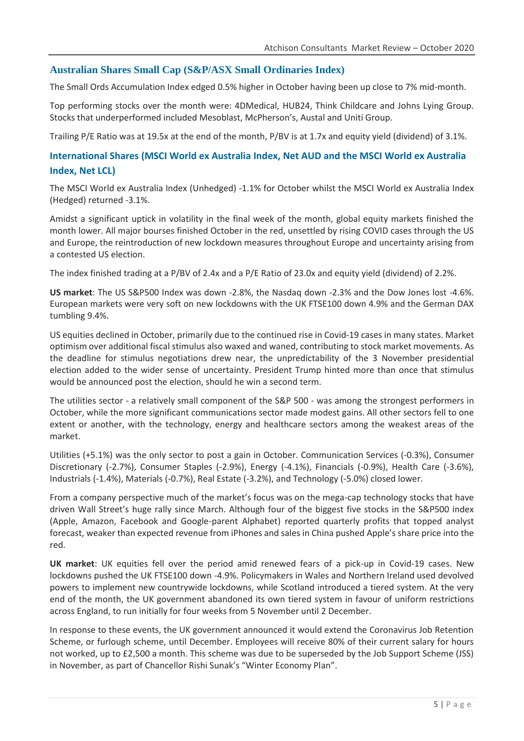## Australian Shares Small Cap (S&P/ASX Small Ordinaries Index)

The Small Ords Accumulation Index edged 0.5% higher in October having been up close to 7% mid-month.

Top performing stocks over the month were: 4DMedical, HUB24, Think Childcare and Johns Lying Group. Stocks that underperformed included Mesoblast, McPherson's, Austal and Uniti Group.

Trailing P/E Ratio was at 19.5x at the end of the month, P/BV is at 1.7x and equity yield (dividend) of 3.1%.

## International Shares (MSCI World ex Australia Index, Net AUD and the MSCI World ex Australia Index, Net LCL)

The MSCI World ex Australia Index (Unhedged) -1.1% for October whilst the MSCI World ex Australia Index (Hedged) returned -3.1%.

Amidst a significant uptick in volatility in the final week of the month, global equity markets finished the month lower. All major bourses finished October in the red, unsettled by rising COVID cases through the US and Europe, the reintroduction of new lockdown measures throughout Europe and uncertainty arising from a contested US election.

The index finished trading at a P/BV of 2.4x and a P/E Ratio of 23.0x and equity yield (dividend) of 2.2%.

**US market**: The US S&P500 Index was down -2.8%, the Nasdaq down -2.3% and the Dow Jones lost -4.6%. European markets were very soft on new lockdowns with the UK FTSE100 down 4.9% and the German DAX tumbling 9.4%.

US equities declined in October, primarily due to the continued rise in Covid-19 cases in many states. Market optimism over additional fiscal stimulus also waxed and waned, contributing to stock market movements. As the deadline for stimulus negotiations drew near, the unpredictability of the 3 November presidential election added to the wider sense of uncertainty. President Trump hinted more than once that stimulus would be announced post the election, should he win a second term.

The utilities sector - a relatively small component of the S&P 500 - was among the strongest performers in October, while the more significant communications sector made modest gains. All other sectors fell to one extent or another, with the technology, energy and healthcare sectors among the weakest areas of the market.

Utilities (+5.1%) was the only sector to post a gain in October. Communication Services (-0.3%), Consumer Discretionary (-2.7%), Consumer Staples (-2.9%), Energy (-4.1%), Financials (-0.9%), Health Care (-3.6%), Industrials (-1.4%), Materials (-0.7%), Real Estate (-3.2%), and Technology (-5.0%) closed lower.

From a company perspective much of the market's focus was on the mega-cap technology stocks that have driven Wall Street's huge rally since March. Although four of the biggest five stocks in the S&P500 index (Apple, Amazon, Facebook and Google-parent Alphabet) reported quarterly profits that topped analyst forecast, weaker than expected revenue from iPhones and sales in China pushed Apple's share price into the red.

**UK market**: UK equities fell over the period amid renewed fears of a pick-up in Covid-19 cases. New lockdowns pushed the UK FTSE100 down -4.9%. Policymakers in Wales and Northern Ireland used devolved powers to implement new countrywide lockdowns, while Scotland introduced a tiered system. At the very end of the month, the UK government abandoned its own tiered system in favour of uniform restrictions across England, to run initially for four weeks from 5 November until 2 December.

In response to these events, the UK government announced it would extend the Coronavirus Job Retention Scheme, or furlough scheme, until December. Employees will receive 80% of their current salary for hours not worked, up to £2,500 a month. This scheme was due to be superseded by the Job Support Scheme (JSS) in November, as part of Chancellor Rishi Sunak's "Winter Economy Plan".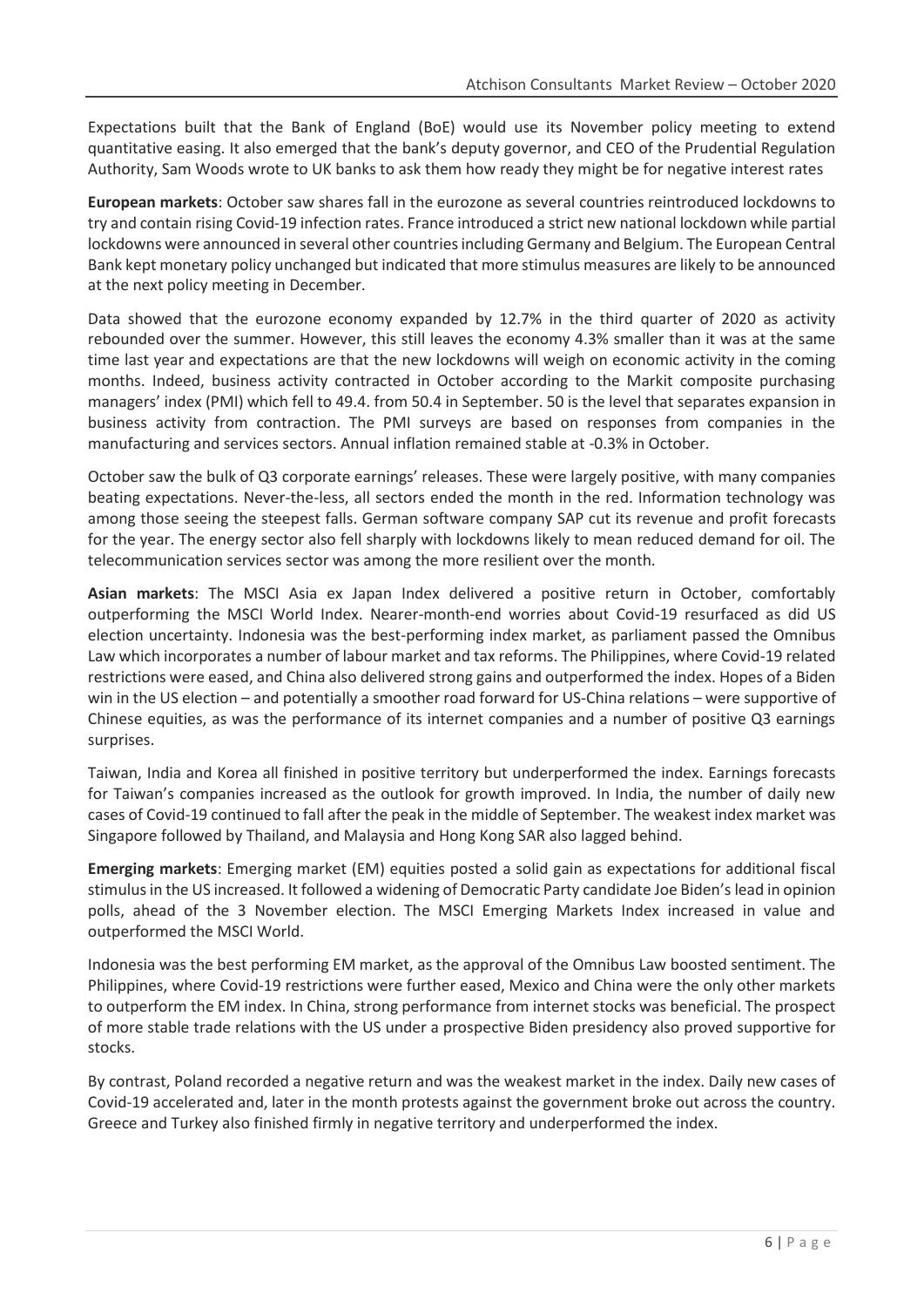Expectations built that the Bank of England (BoE) would use its November policy meeting to extend quantitative easing. It also emerged that the bank's deputy governor, and CEO of the Prudential Regulation Authority, Sam Woods wrote to UK banks to ask them how ready they might be for negative interest rates

**European markets**: October saw shares fall in the eurozone as several countries reintroduced lockdowns to try and contain rising Covid-19 infection rates. France introduced a strict new national lockdown while partial lockdowns were announced in several other countries including Germany and Belgium. The European Central Bank kept monetary policy unchanged but indicated that more stimulus measures are likely to be announced at the next policy meeting in December.

Data showed that the eurozone economy expanded by 12.7% in the third quarter of 2020 as activity rebounded over the summer. However, this still leaves the economy 4.3% smaller than it was at the same time last year and expectations are that the new lockdowns will weigh on economic activity in the coming months. Indeed, business activity contracted in October according to the Markit composite purchasing managers' index (PMI) which fell to 49.4. from 50.4 in September. 50 is the level that separates expansion in business activity from contraction. The PMI surveys are based on responses from companies in the manufacturing and services sectors. Annual inflation remained stable at -0.3% in October.

October saw the bulk of Q3 corporate earnings' releases. These were largely positive, with many companies beating expectations. Never-the-less, all sectors ended the month in the red. Information technology was among those seeing the steepest falls. German software company SAP cut its revenue and profit forecasts for the year. The energy sector also fell sharply with lockdowns likely to mean reduced demand for oil. The telecommunication services sector was among the more resilient over the month.

**Asian markets**: The MSCI Asia ex Japan Index delivered a positive return in October, comfortably outperforming the MSCI World Index. Nearer-month-end worries about Covid-19 resurfaced as did US election uncertainty. Indonesia was the best-performing index market, as parliament passed the Omnibus Law which incorporates a number of labour market and tax reforms. The Philippines, where Covid-19 related restrictions were eased, and China also delivered strong gains and outperformed the index. Hopes of a Biden win in the US election – and potentially a smoother road forward for US-China relations – were supportive of Chinese equities, as was the performance of its internet companies and a number of positive Q3 earnings surprises.

Taiwan, India and Korea all finished in positive territory but underperformed the index. Earnings forecasts for Taiwan's companies increased as the outlook for growth improved. In India, the number of daily new cases of Covid-19 continued to fall after the peak in the middle of September. The weakest index market was Singapore followed by Thailand, and Malaysia and Hong Kong SAR also lagged behind.

**Emerging markets**: Emerging market (EM) equities posted a solid gain as expectations for additional fiscal stimulus in the US increased. It followed a widening of Democratic Party candidate Joe Biden's lead in opinion polls, ahead of the 3 November election. The MSCI Emerging Markets Index increased in value and outperformed the MSCI World.

Indonesia was the best performing EM market, as the approval of the Omnibus Law boosted sentiment. The Philippines, where Covid-19 restrictions were further eased, Mexico and China were the only other markets to outperform the EM index. In China, strong performance from internet stocks was beneficial. The prospect of more stable trade relations with the US under a prospective Biden presidency also proved supportive for stocks.

By contrast, Poland recorded a negative return and was the weakest market in the index. Daily new cases of Covid-19 accelerated and, later in the month protests against the government broke out across the country. Greece and Turkey also finished firmly in negative territory and underperformed the index.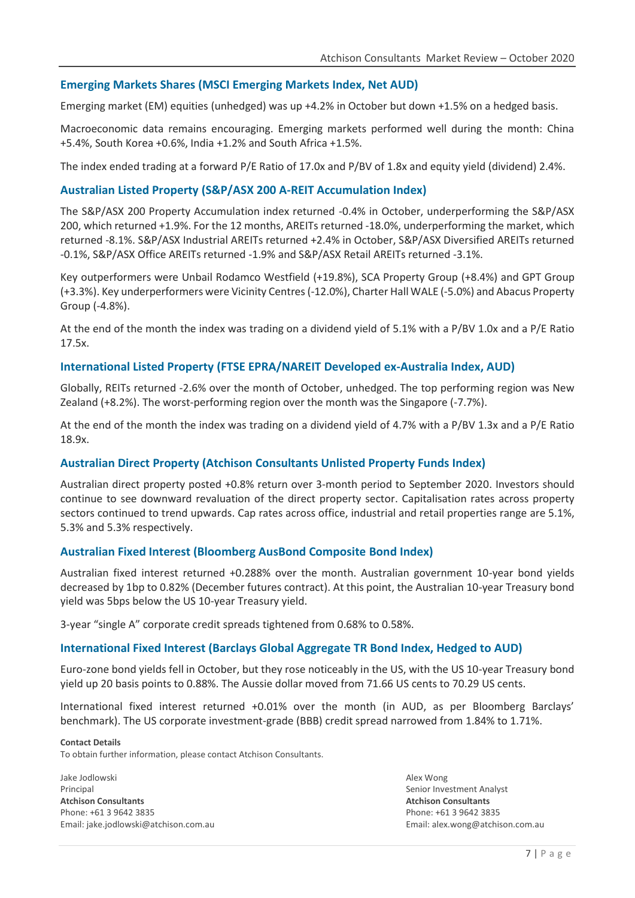## Emerging Markets Shares (MSCI Emerging Markets Index, Net AUD)

Emerging market (EM) equities (unhedged) was up +4.2% in October but down +1.5% on a hedged basis.

Macroeconomic data remains encouraging. Emerging markets performed well during the month: China +5.4%, South Korea +0.6%, India +1.2% and South Africa +1.5%.

The index ended trading at a forward P/E Ratio of 17.0x and P/BV of 1.8x and equity yield (dividend) 2.4%.

## Australian Listed Property (S&P/ASX 200 A-REIT Accumulation Index)

The S&P/ASX 200 Property Accumulation index returned -0.4% in October, underperforming the S&P/ASX 200, which returned +1.9%. For the 12 months, AREITs returned -18.0%, underperforming the market, which returned -8.1%. S&P/ASX Industrial AREITs returned +2.4% in October, S&P/ASX Diversified AREITs returned -0.1%, S&P/ASX Office AREITs returned -1.9% and S&P/ASX Retail AREITs returned -3.1%.

Key outperformers were Unbail Rodamco Westfield (+19.8%), SCA Property Group (+8.4%) and GPT Group (+3.3%). Key underperformers were Vicinity Centres (-12.0%), Charter Hall WALE (-5.0%) and Abacus Property Group (-4.8%).

At the end of the month the index was trading on a dividend yield of 5.1% with a P/BV 1.0x and a P/E Ratio 17.5x.

## International Listed Property (FTSE EPRA/NAREIT Developed ex-Australia Index, AUD)

Globally, REITs returned -2.6% over the month of October, unhedged. The top performing region was New Zealand (+8.2%). The worst-performing region over the month was the Singapore (-7.7%).

At the end of the month the index was trading on a dividend yield of 4.7% with a P/BV 1.3x and a P/E Ratio 18.9x.

## Australian Direct Property (Atchison Consultants Unlisted Property Funds Index)

Australian direct property posted +0.8% return over 3-month period to September 2020. Investors should continue to see downward revaluation of the direct property sector. Capitalisation rates across property sectors continued to trend upwards. Cap rates across office, industrial and retail properties range are 5.1%, 5.3% and 5.3% respectively.

## Australian Fixed Interest (Bloomberg AusBond Composite Bond Index)

Australian fixed interest returned +0.288% over the month. Australian government 10-year bond yields decreased by 1bp to 0.82% (December futures contract). At this point, the Australian 10-year Treasury bond yield was 5bps below the US 10-year Treasury yield.

3-year "single A" corporate credit spreads tightened from 0.68% to 0.58%.

## International Fixed Interest (Barclays Global Aggregate TR Bond Index, Hedged to AUD)

Euro-zone bond yields fell in October, but they rose noticeably in the US, with the US 10-year Treasury bond yield up 20 basis points to 0.88%. The Aussie dollar moved from 71.66 US cents to 70.29 US cents.

International fixed interest returned +0.01% over the month (in AUD, as per Bloomberg Barclays' benchmark). The US corporate investment-grade (BBB) credit spread narrowed from 1.84% to 1.71%.

**Contact Details**

To obtain further information, please contact Atchison Consultants.

Jake Jodlowski
Principal
**Atchison Consultants**
Phone: +61 3 9642 3835
Email: jake.jodlowski@atchison.com.au

Alex Wong
Senior Investment Analyst
**Atchison Consultants**
Phone: +61 3 9642 3835
Email: alex.wong@atchison.com.au